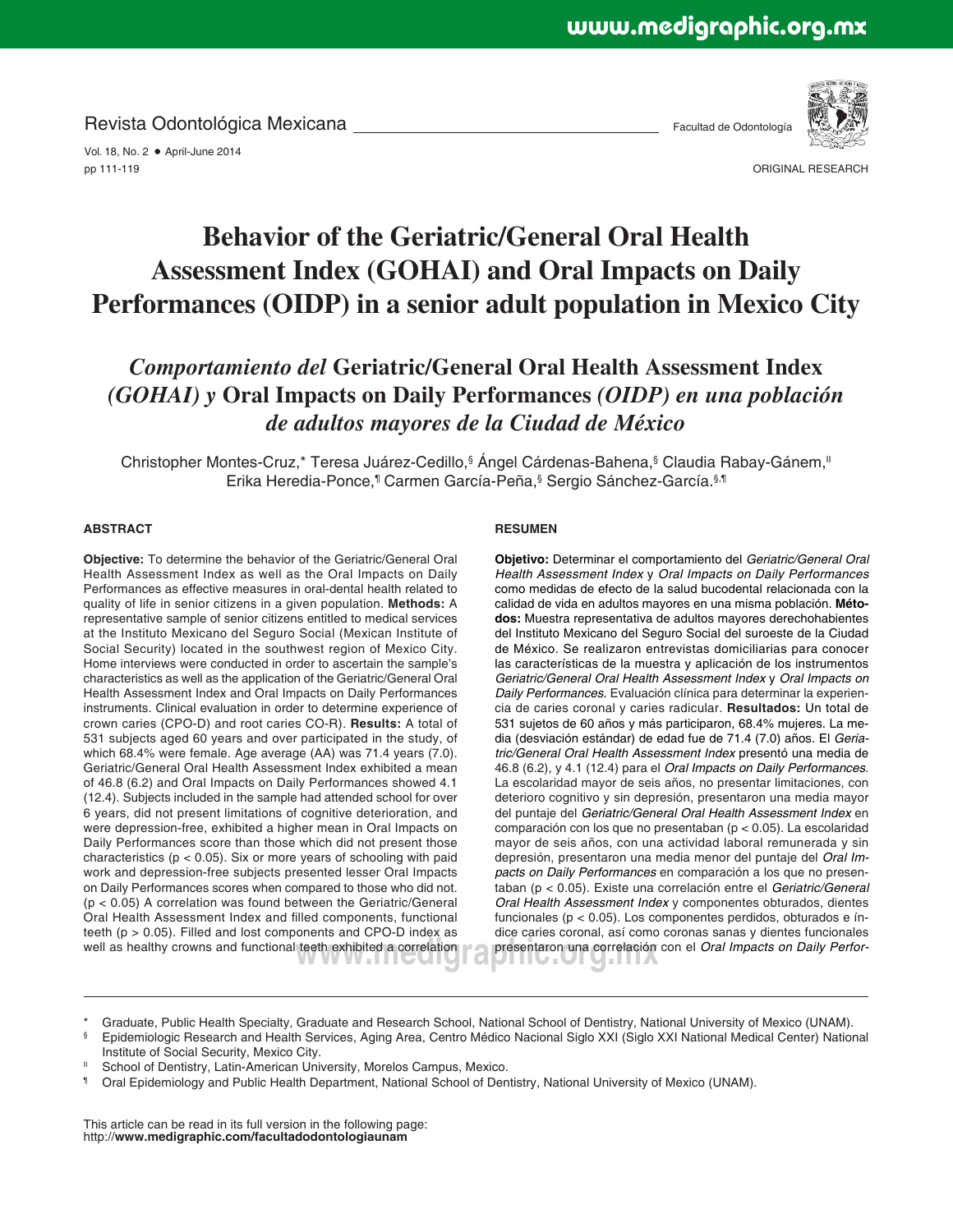ORIGINAL RESEARCH

# Behavior of the Geriatric/General Oral Health Assessment Index (GOHAI) and Oral Impacts on Daily Performances (OIDP) in a senior adult population in Mexico City

## *Comportamiento del* Geriatric/General Oral Health Assessment Index *(GOHAI) y* Oral Impacts on Daily Performances *(OIDP) en una población de adultos mayores de la Ciudad de México*

Christopher Montes-Cruz,* Teresa Juárez-Cedillo,§ Ángel Cárdenas-Bahena,§ Claudia Rabay-Gánem,ǁ Erika Heredia-Ponce,¶ Carmen García-Peña,§ Sergio Sánchez-García.§,¶

### ABSTRACT

**Objective:** To determine the behavior of the Geriatric/General Oral Health Assessment Index as well as the Oral Impacts on Daily Performances as effective measures in oral-dental health related to quality of life in senior citizens in a given population. **Methods:** A representative sample of senior citizens entitled to medical services at the Instituto Mexicano del Seguro Social (Mexican Institute of Social Security) located in the southwest region of Mexico City. Home interviews were conducted in order to ascertain the sample's characteristics as well as the application of the Geriatric/General Oral Health Assessment Index and Oral Impacts on Daily Performances instruments. Clinical evaluation in order to determine experience of crown caries (CPO-D) and root caries CO-R). **Results:** A total of 531 subjects aged 60 years and over participated in the study, of which 68.4% were female. Age average (AA) was 71.4 years (7.0). Geriatric/General Oral Health Assessment Index exhibited a mean of 46.8 (6.2) and Oral Impacts on Daily Performances showed 4.1 (12.4). Subjects included in the sample had attended school for over 6 years, did not present limitations of cognitive deterioration, and were depression-free, exhibited a higher mean in Oral Impacts on Daily Performances score than those which did not present those characteristics ($p < 0.05$). Six or more years of schooling with paid work and depression-free subjects presented lesser Oral Impacts on Daily Performances scores when compared to those who did not. ($p < 0.05$) A correlation was found between the Geriatric/General Oral Health Assessment Index and filled components, functional teeth ($p > 0.05$). Filled and lost components and CPO-D index as well as healthy crowns and functional teeth exhibited a correlation

### RESUMEN

**Objetivo:** Determinar el comportamiento del *Geriatric/General Oral Health Assessment Index* y *Oral Impacts on Daily Performances* como medidas de efecto de la salud bucodental relacionada con la calidad de vida en adultos mayores en una misma población. **Métodos:** Muestra representativa de adultos mayores derechohabientes del Instituto Mexicano del Seguro Social del suroeste de la Ciudad de México. Se realizaron entrevistas domiciliarias para conocer las características de la muestra y aplicación de los instrumentos *Geriatric/General Oral Health Assessment Index* y *Oral Impacts on Daily Performances.* Evaluación clínica para determinar la experiencia de caries coronal y caries radicular. **Resultados:** Un total de 531 sujetos de 60 años y más participaron, 68.4% mujeres. La media (desviación estándar) de edad fue de 71.4 (7.0) años. El *Geriatric/General Oral Health Assessment Index* presentó una media de 46.8 (6.2), y 4.1 (12.4) para el *Oral Impacts on Daily Performances.* La escolaridad mayor de seis años, no presentar limitaciones, con deterioro cognitivo y sin depresión, presentaron una media mayor del puntaje del *Geriatric/General Oral Health Assessment Index* en comparación con los que no presentaban ($p < 0.05$). La escolaridad mayor de seis años, con una actividad laboral remunerada y sin depresión, presentaron una media menor del puntaje del *Oral Impacts on Daily Performances* en comparación a los que no presentaban ($p < 0.05$). Existe una correlación entre el *Geriatric/General Oral Health Assessment Index* y componentes obturados, dientes funcionales ($p < 0.05$). Los componentes perdidos, obturados e índice caries coronal, así como coronas sanas y dientes funcionales presentaron una correlación con el *Oral Impacts on Daily Perfor-*

---

\* Graduate, Public Health Specialty, Graduate and Research School, National School of Dentistry, National University of Mexico (UNAM).

§ Epidemiologic Research and Health Services, Aging Area, Centro Médico Nacional Siglo XXI (Siglo XXI National Medical Center) National Institute of Social Security, Mexico City.

ǁ School of Dentistry, Latin-American University, Morelos Campus, Mexico.

¶ Oral Epidemiology and Public Health Department, National School of Dentistry, National University of Mexico (UNAM).

This article can be read in its full version in the following page: http://**www.medigraphic.com/facultadodontologiaunam**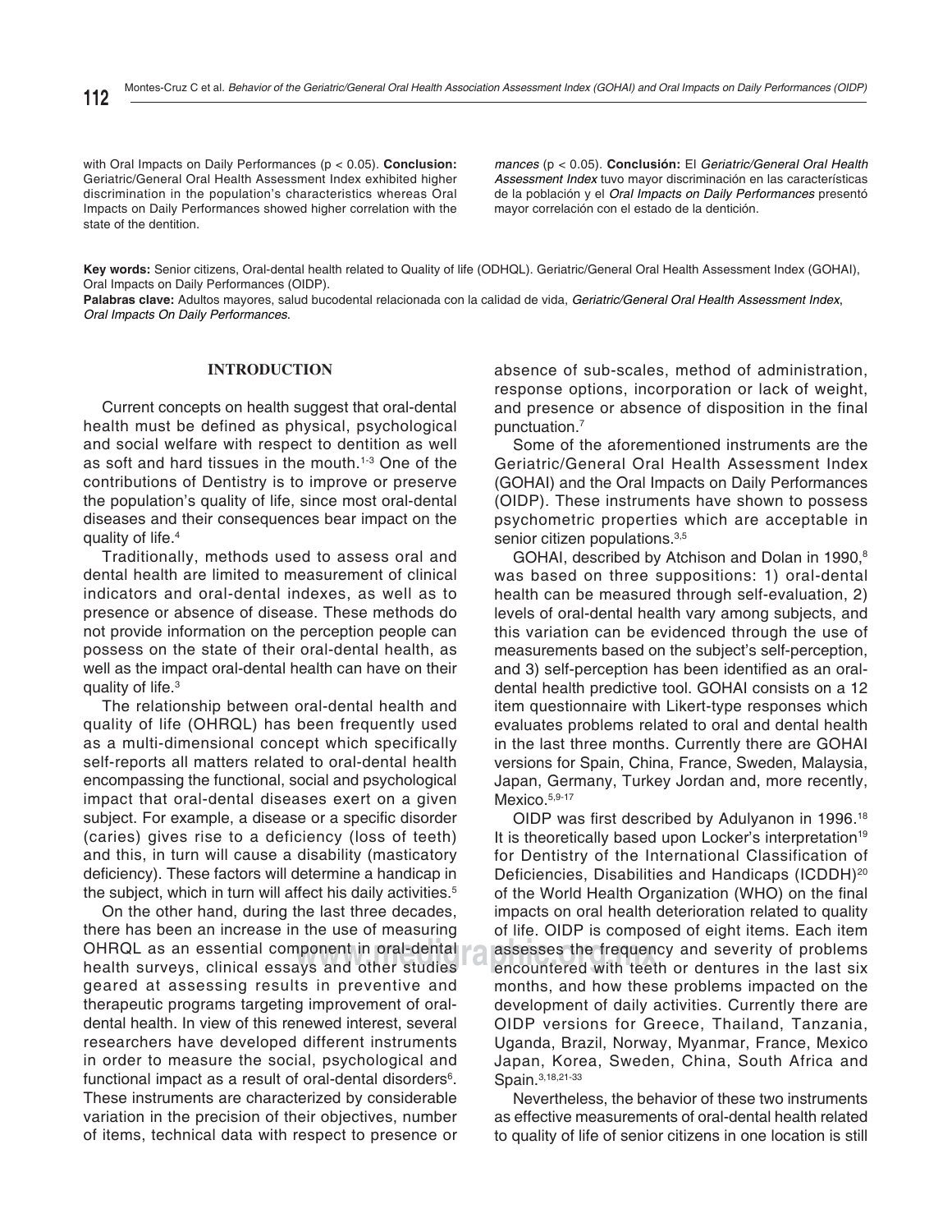with Oral Impacts on Daily Performances ($p < 0.05$). **Conclusion:** Geriatric/General Oral Health Assessment Index exhibited higher discrimination in the population's characteristics whereas Oral Impacts on Daily Performances showed higher correlation with the state of the dentition.

*mances* ($p < 0.05$). **Conclusión:** El *Geriatric/General Oral Health Assessment Index* tuvo mayor discriminación en las características de la población y el *Oral Impacts on Daily Performances* presentó mayor correlación con el estado de la dentición.

**Key words:** Senior citizens, Oral-dental health related to Quality of life (ODHQL). Geriatric/General Oral Health Assessment Index (GOHAI), Oral Impacts on Daily Performances (OIDP).

**Palabras clave:** Adultos mayores, salud bucodental relacionada con la calidad de vida, *Geriatric/General Oral Health Assessment Index*, *Oral Impacts On Daily Performances*.

## INTRODUCTION

Current concepts on health suggest that oral-dental health must be defined as physical, psychological and social welfare with respect to dentition as well as soft and hard tissues in the mouth.[1-3] One of the contributions of Dentistry is to improve or preserve the population's quality of life, since most oral-dental diseases and their consequences bear impact on the quality of life.[4]

Traditionally, methods used to assess oral and dental health are limited to measurement of clinical indicators and oral-dental indexes, as well as to presence or absence of disease. These methods do not provide information on the perception people can possess on the state of their oral-dental health, as well as the impact oral-dental health can have on their quality of life.[3]

The relationship between oral-dental health and quality of life (OHRQL) has been frequently used as a multi-dimensional concept which specifically self-reports all matters related to oral-dental health encompassing the functional, social and psychological impact that oral-dental diseases exert on a given subject. For example, a disease or a specific disorder (caries) gives rise to a deficiency (loss of teeth) and this, in turn will cause a disability (masticatory deficiency). These factors will determine a handicap in the subject, which in turn will affect his daily activities.[5]

On the other hand, during the last three decades, there has been an increase in the use of measuring OHRQL as an essential component in oral-dental health surveys, clinical essays and other studies geared at assessing results in preventive and therapeutic programs targeting improvement of oral-dental health. In view of this renewed interest, several researchers have developed different instruments in order to measure the social, psychological and functional impact as a result of oral-dental disorders[6]. These instruments are characterized by considerable variation in the precision of their objectives, number of items, technical data with respect to presence or absence of sub-scales, method of administration, response options, incorporation or lack of weight, and presence or absence of disposition in the final punctuation.[7]

Some of the aforementioned instruments are the Geriatric/General Oral Health Assessment Index (GOHAI) and the Oral Impacts on Daily Performances (OIDP). These instruments have shown to possess psychometric properties which are acceptable in senior citizen populations.[3,5]

GOHAI, described by Atchison and Dolan in 1990,[8] was based on three suppositions: 1) oral-dental health can be measured through self-evaluation, 2) levels of oral-dental health vary among subjects, and this variation can be evidenced through the use of measurements based on the subject's self-perception, and 3) self-perception has been identified as an oral-dental health predictive tool. GOHAI consists on a 12 item questionnaire with Likert-type responses which evaluates problems related to oral and dental health in the last three months. Currently there are GOHAI versions for Spain, China, France, Sweden, Malaysia, Japan, Germany, Turkey Jordan and, more recently, Mexico.[5,9-17]

OIDP was first described by Adulyanon in 1996.[18] It is theoretically based upon Locker's interpretation[19] for Dentistry of the International Classification of Deficiencies, Disabilities and Handicaps (ICDDH)[20] of the World Health Organization (WHO) on the final impacts on oral health deterioration related to quality of life. OIDP is composed of eight items. Each item assesses the frequency and severity of problems encountered with teeth or dentures in the last six months, and how these problems impacted on the development of daily activities. Currently there are OIDP versions for Greece, Thailand, Tanzania, Uganda, Brazil, Norway, Myanmar, France, Mexico Japan, Korea, Sweden, China, South Africa and Spain.[3,18,21-33]

Nevertheless, the behavior of these two instruments as effective measurements of oral-dental health related to quality of life of senior citizens in one location is still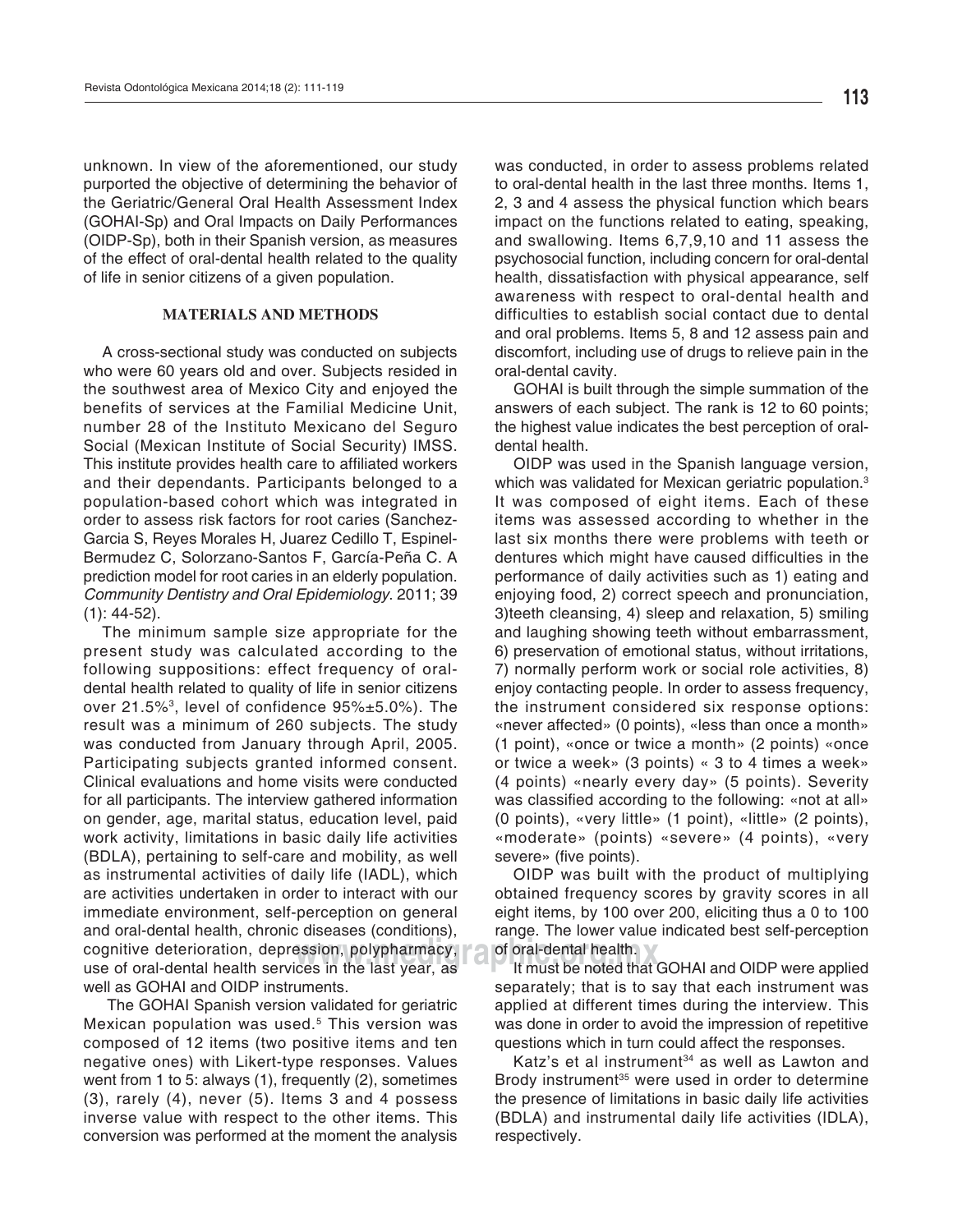unknown. In view of the aforementioned, our study purported the objective of determining the behavior of the Geriatric/General Oral Health Assessment Index (GOHAI-Sp) and Oral Impacts on Daily Performances (OIDP-Sp), both in their Spanish version, as measures of the effect of oral-dental health related to the quality of life in senior citizens of a given population.

## MATERIALS AND METHODS

A cross-sectional study was conducted on subjects who were 60 years old and over. Subjects resided in the southwest area of Mexico City and enjoyed the benefits of services at the Familial Medicine Unit, number 28 of the Instituto Mexicano del Seguro Social (Mexican Institute of Social Security) IMSS. This institute provides health care to affiliated workers and their dependants. Participants belonged to a population-based cohort which was integrated in order to assess risk factors for root caries (Sanchez-Garcia S, Reyes Morales H, Juarez Cedillo T, Espinel-Bermudez C, Solorzano-Santos F, García-Peña C. A prediction model for root caries in an elderly population. *Community Dentistry and Oral Epidemiology*. 2011; 39 (1): 44-52).

The minimum sample size appropriate for the present study was calculated according to the following suppositions: effect frequency of oral-dental health related to quality of life in senior citizens over 21.5%[3], level of confidence 95%±5.0%). The result was a minimum of 260 subjects. The study was conducted from January through April, 2005. Participating subjects granted informed consent. Clinical evaluations and home visits were conducted for all participants. The interview gathered information on gender, age, marital status, education level, paid work activity, limitations in basic daily life activities (BDLA), pertaining to self-care and mobility, as well as instrumental activities of daily life (IADL), which are activities undertaken in order to interact with our immediate environment, self-perception on general and oral-dental health, chronic diseases (conditions), cognitive deterioration, depression, polypharmacy, use of oral-dental health services in the last year, as well as GOHAI and OIDP instruments.

The GOHAI Spanish version validated for geriatric Mexican population was used.[5] This version was composed of 12 items (two positive items and ten negative ones) with Likert-type responses. Values went from 1 to 5: always (1), frequently (2), sometimes (3), rarely (4), never (5). Items 3 and 4 possess inverse value with respect to the other items. This conversion was performed at the moment the analysis was conducted, in order to assess problems related to oral-dental health in the last three months. Items 1, 2, 3 and 4 assess the physical function which bears impact on the functions related to eating, speaking, and swallowing. Items 6,7,9,10 and 11 assess the psychosocial function, including concern for oral-dental health, dissatisfaction with physical appearance, self awareness with respect to oral-dental health and difficulties to establish social contact due to dental and oral problems. Items 5, 8 and 12 assess pain and discomfort, including use of drugs to relieve pain in the oral-dental cavity.

GOHAI is built through the simple summation of the answers of each subject. The rank is 12 to 60 points; the highest value indicates the best perception of oral-dental health.

OIDP was used in the Spanish language version, which was validated for Mexican geriatric population.[3] It was composed of eight items. Each of these items was assessed according to whether in the last six months there were problems with teeth or dentures which might have caused difficulties in the performance of daily activities such as 1) eating and enjoying food, 2) correct speech and pronunciation, 3)teeth cleansing, 4) sleep and relaxation, 5) smiling and laughing showing teeth without embarrassment, 6) preservation of emotional status, without irritations, 7) normally perform work or social role activities, 8) enjoy contacting people. In order to assess frequency, the instrument considered six response options: «never affected» (0 points), «less than once a month» (1 point), «once or twice a month» (2 points) «once or twice a week» (3 points) « 3 to 4 times a week» (4 points) «nearly every day» (5 points). Severity was classified according to the following: «not at all» (0 points), «very little» (1 point), «little» (2 points), «moderate» (points) «severe» (4 points), «very severe» (five points).

OIDP was built with the product of multiplying obtained frequency scores by gravity scores in all eight items, by 100 over 200, eliciting thus a 0 to 100 range. The lower value indicated best self-perception of oral-dental health.

It must be noted that GOHAI and OIDP were applied separately; that is to say that each instrument was applied at different times during the interview. This was done in order to avoid the impression of repetitive questions which in turn could affect the responses.

Katz's et al instrument[34] as well as Lawton and Brody instrument[35] were used in order to determine the presence of limitations in basic daily life activities (BDLA) and instrumental daily life activities (IDLA), respectively.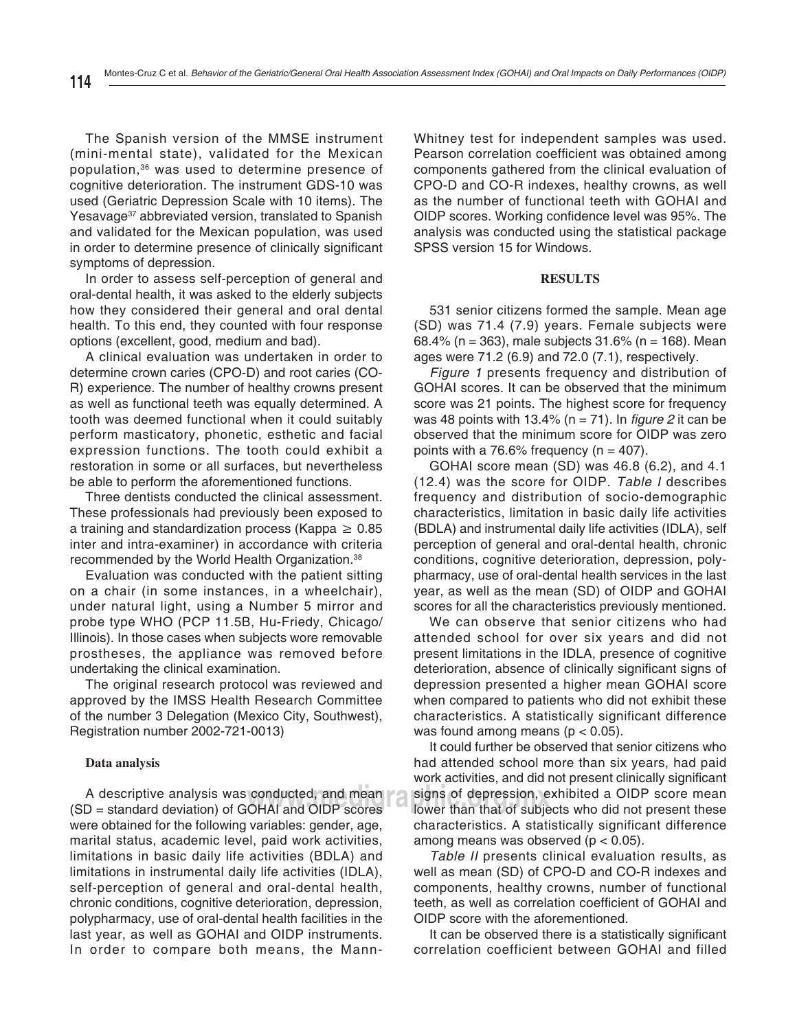The Spanish version of the MMSE instrument (mini-mental state), validated for the Mexican population,[36] was used to determine presence of cognitive deterioration. The instrument GDS-10 was used (Geriatric Depression Scale with 10 items). The Yesavage[37] abbreviated version, translated to Spanish and validated for the Mexican population, was used in order to determine presence of clinically significant symptoms of depression.

In order to assess self-perception of general and oral-dental health, it was asked to the elderly subjects how they considered their general and oral dental health. To this end, they counted with four response options (excellent, good, medium and bad).

A clinical evaluation was undertaken in order to determine crown caries (CPO-D) and root caries (CO-R) experience. The number of healthy crowns present as well as functional teeth was equally determined. A tooth was deemed functional when it could suitably perform masticatory, phonetic, esthetic and facial expression functions. The tooth could exhibit a restoration in some or all surfaces, but nevertheless be able to perform the aforementioned functions.

Three dentists conducted the clinical assessment. These professionals had previously been exposed to a training and standardization process (Kappa $\geq$ 0.85 inter and intra-examiner) in accordance with criteria recommended by the World Health Organization.[38]

Evaluation was conducted with the patient sitting on a chair (in some instances, in a wheelchair), under natural light, using a Number 5 mirror and probe type WHO (PCP 11.5B, Hu-Friedy, Chicago/Illinois). In those cases when subjects wore removable prostheses, the appliance was removed before undertaking the clinical examination.

The original research protocol was reviewed and approved by the IMSS Health Research Committee of the number 3 Delegation (Mexico City, Southwest), Registration number 2002-721-0013)

### Data analysis

A descriptive analysis was conducted, and mean (SD = standard deviation) of GOHAI and OIDP scores were obtained for the following variables: gender, age, marital status, academic level, paid work activities, limitations in basic daily life activities (BDLA) and limitations in instrumental daily life activities (IDLA), self-perception of general and oral-dental health, chronic conditions, cognitive deterioration, depression, polypharmacy, use of oral-dental health facilities in the last year, as well as GOHAI and OIDP instruments. In order to compare both means, the Mann-Whitney test for independent samples was used. Pearson correlation coefficient was obtained among components gathered from the clinical evaluation of CPO-D and CO-R indexes, healthy crowns, as well as the number of functional teeth with GOHAI and OIDP scores. Working confidence level was 95%. The analysis was conducted using the statistical package SPSS version 15 for Windows.

## RESULTS

531 senior citizens formed the sample. Mean age (SD) was 71.4 (7.9) years. Female subjects were 68.4% (n = 363), male subjects 31.6% (n = 168). Mean ages were 71.2 (6.9) and 72.0 (7.1), respectively.

*Figure 1* presents frequency and distribution of GOHAI scores. It can be observed that the minimum score was 21 points. The highest score for frequency was 48 points with 13.4% (n = 71). In *figure 2* it can be observed that the minimum score for OIDP was zero points with a 76.6% frequency (n = 407).

GOHAI score mean (SD) was 46.8 (6.2), and 4.1 (12.4) was the score for OIDP. *Table I* describes frequency and distribution of socio-demographic characteristics, limitation in basic daily life activities (BDLA) and instrumental daily life activities (IDLA), self perception of general and oral-dental health, chronic conditions, cognitive deterioration, depression, polypharmacy, use of oral-dental health services in the last year, as well as the mean (SD) of OIDP and GOHAI scores for all the characteristics previously mentioned.

We can observe that senior citizens who had attended school for over six years and did not present limitations in the IDLA, presence of cognitive deterioration, absence of clinically significant signs of depression presented a higher mean GOHAI score when compared to patients who did not exhibit these characteristics. A statistically significant difference was found among means ($p < 0.05$).

It could further be observed that senior citizens who had attended school more than six years, had paid work activities, and did not present clinically significant signs of depression, exhibited a OIDP score mean lower than that of subjects who did not present these characteristics. A statistically significant difference among means was observed ($p < 0.05$).

*Table II* presents clinical evaluation results, as well as mean (SD) of CPO-D and CO-R indexes and components, healthy crowns, number of functional teeth, as well as correlation coefficient of GOHAI and OIDP score with the aforementioned.

It can be observed there is a statistically significant correlation coefficient between GOHAI and filled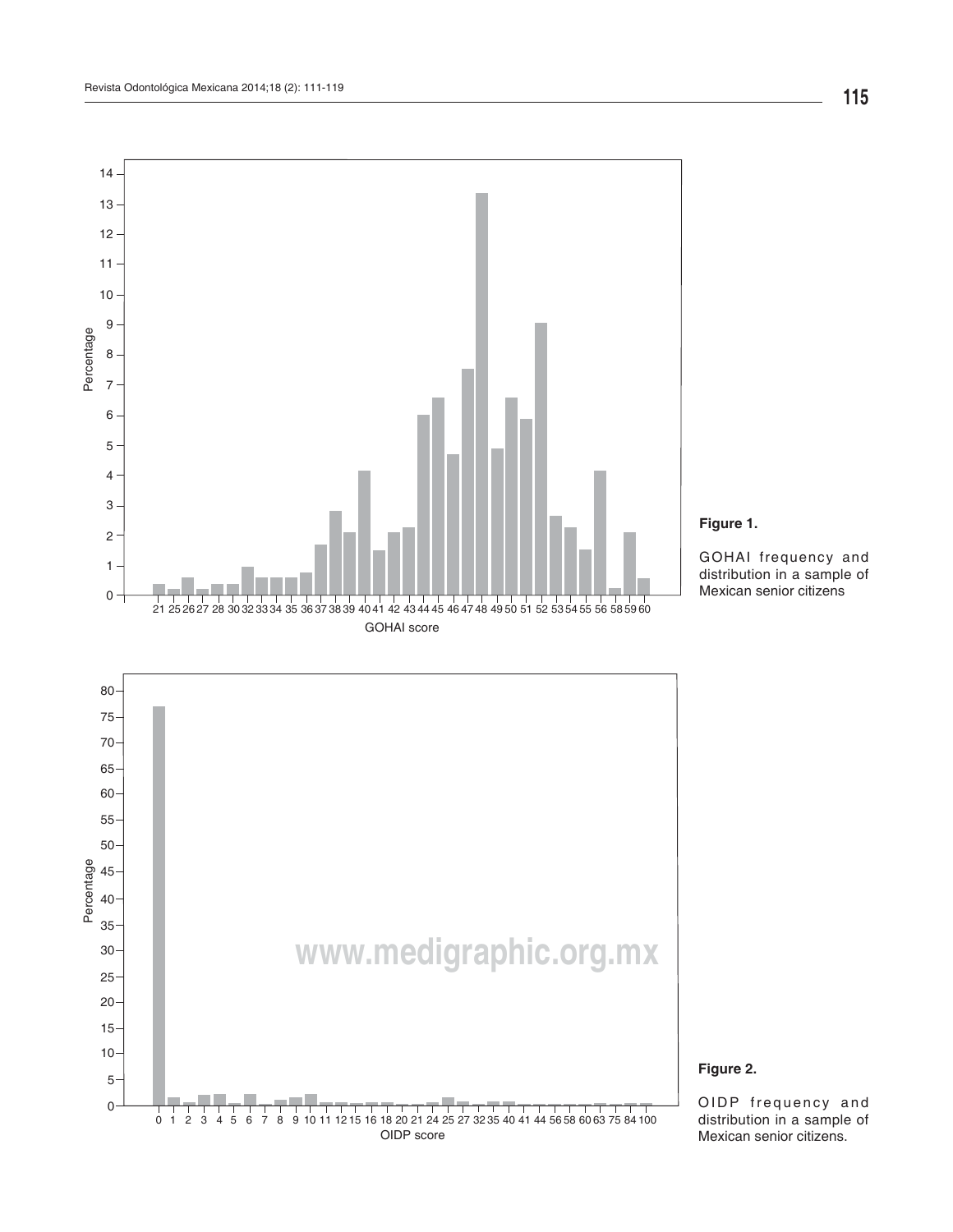**Figure 1.**

GOHAI frequency and distribution in a sample of Mexican senior citizens

**Figure 2.**

OIDP frequency and distribution in a sample of Mexican senior citizens.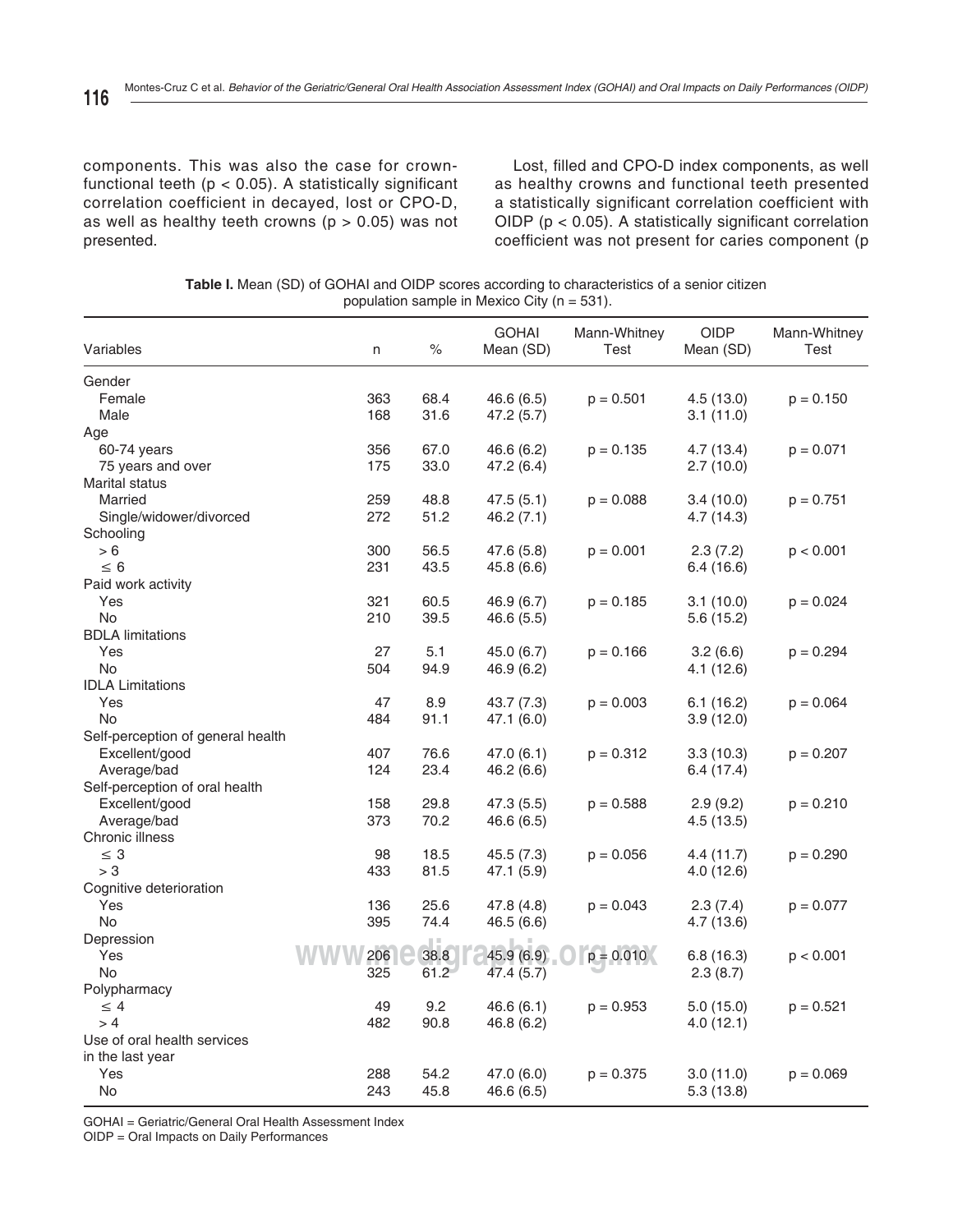components. This was also the case for crown-functional teeth ($p < 0.05$). A statistically significant correlation coefficient in decayed, lost or CPO-D, as well as healthy teeth crowns ($p > 0.05$) was not presented.

Lost, filled and CPO-D index components, as well as healthy crowns and functional teeth presented a statistically significant correlation coefficient with OIDP ($p < 0.05$). A statistically significant correlation coefficient was not present for caries component (p

**Table I.** Mean (SD) of GOHAI and OIDP scores according to characteristics of a senior citizen population sample in Mexico City (n = 531).

| Variables | n | % | GOHAI Mean (SD) | Mann-Whitney Test | OIDP Mean (SD) | Mann-Whitney Test |
|---|---|---|---|---|---|---|
| Gender | | | | | | |
| Female | 363 | 68.4 | 46.6 (6.5) | p = 0.501 | 4.5 (13.0) | p = 0.150 |
| Male | 168 | 31.6 | 47.2 (5.7) | | 3.1 (11.0) | |
| Age | | | | | | |
| 60-74 years | 356 | 67.0 | 46.6 (6.2) | p = 0.135 | 4.7 (13.4) | p = 0.071 |
| 75 years and over | 175 | 33.0 | 47.2 (6.4) | | 2.7 (10.0) | |
| Marital status | | | | | | |
| Married | 259 | 48.8 | 47.5 (5.1) | p = 0.088 | 3.4 (10.0) | p = 0.751 |
| Single/widower/divorced | 272 | 51.2 | 46.2 (7.1) | | 4.7 (14.3) | |
| Schooling | | | | | | |
| > 6 | 300 | 56.5 | 47.6 (5.8) | p = 0.001 | 2.3 (7.2) | p < 0.001 |
| ≤ 6 | 231 | 43.5 | 45.8 (6.6) | | 6.4 (16.6) | |
| Paid work activity | | | | | | |
| Yes | 321 | 60.5 | 46.9 (6.7) | p = 0.185 | 3.1 (10.0) | p = 0.024 |
| No | 210 | 39.5 | 46.6 (5.5) | | 5.6 (15.2) | |
| BDLA limitations | | | | | | |
| Yes | 27 | 5.1 | 45.0 (6.7) | p = 0.166 | 3.2 (6.6) | p = 0.294 |
| No | 504 | 94.9 | 46.9 (6.2) | | 4.1 (12.6) | |
| IDLA Limitations | | | | | | |
| Yes | 47 | 8.9 | 43.7 (7.3) | p = 0.003 | 6.1 (16.2) | p = 0.064 |
| No | 484 | 91.1 | 47.1 (6.0) | | 3.9 (12.0) | |
| Self-perception of general health | | | | | | |
| Excellent/good | 407 | 76.6 | 47.0 (6.1) | p = 0.312 | 3.3 (10.3) | p = 0.207 |
| Average/bad | 124 | 23.4 | 46.2 (6.6) | | 6.4 (17.4) | |
| Self-perception of oral health | | | | | | |
| Excellent/good | 158 | 29.8 | 47.3 (5.5) | p = 0.588 | 2.9 (9.2) | p = 0.210 |
| Average/bad | 373 | 70.2 | 46.6 (6.5) | | 4.5 (13.5) | |
| Chronic illness | | | | | | |
| ≤ 3 | 98 | 18.5 | 45.5 (7.3) | p = 0.056 | 4.4 (11.7) | p = 0.290 |
| > 3 | 433 | 81.5 | 47.1 (5.9) | | 4.0 (12.6) | |
| Cognitive deterioration | | | | | | |
| Yes | 136 | 25.6 | 47.8 (4.8) | p = 0.043 | 2.3 (7.4) | p = 0.077 |
| No | 395 | 74.4 | 46.5 (6.6) | | 4.7 (13.6) | |
| Depression | | | | | | |
| Yes | 206 | 38.8 | 45.9 (6.9) | p = 0.010 | 6.8 (16.3) | p < 0.001 |
| No | 325 | 61.2 | 47.4 (5.7) | | 2.3 (8.7) | |
| Polypharmacy | | | | | | |
| ≤ 4 | 49 | 9.2 | 46.6 (6.1) | p = 0.953 | 5.0 (15.0) | p = 0.521 |
| > 4 | 482 | 90.8 | 46.8 (6.2) | | 4.0 (12.1) | |
| Use of oral health services in the last year | | | | | | |
| Yes | 288 | 54.2 | 47.0 (6.0) | p = 0.375 | 3.0 (11.0) | p = 0.069 |
| No | 243 | 45.8 | 46.6 (6.5) | | 5.3 (13.8) | |

GOHAI = Geriatric/General Oral Health Assessment Index
OIDP = Oral Impacts on Daily Performances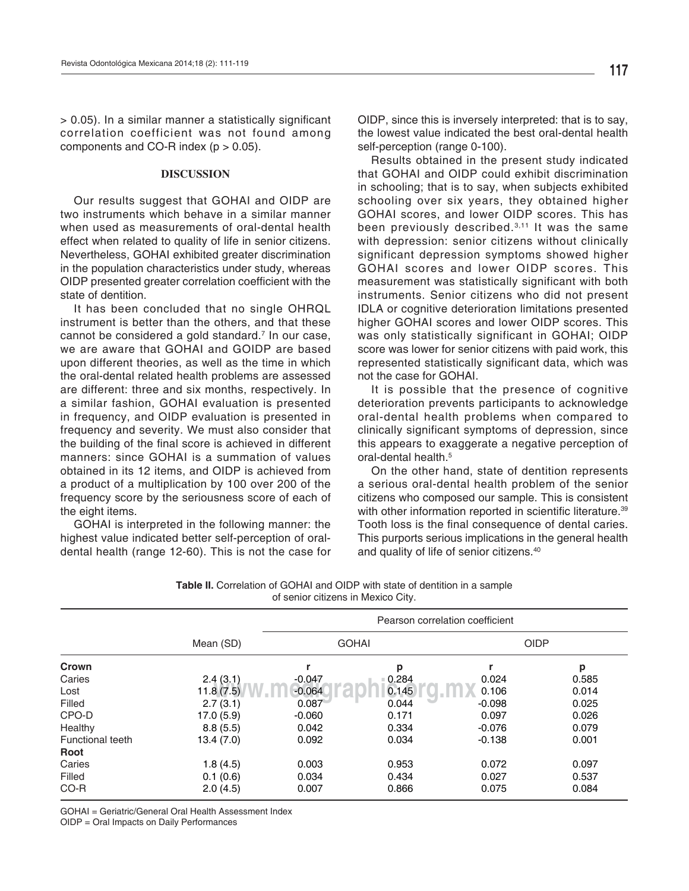> 0.05). In a similar manner a statistically significant correlation coefficient was not found among components and CO-R index ($p > 0.05$).

## DISCUSSION

Our results suggest that GOHAI and OIDP are two instruments which behave in a similar manner when used as measurements of oral-dental health effect when related to quality of life in senior citizens. Nevertheless, GOHAI exhibited greater discrimination in the population characteristics under study, whereas OIDP presented greater correlation coefficient with the state of dentition.

It has been concluded that no single OHRQL instrument is better than the others, and that these cannot be considered a gold standard.[7] In our case, we are aware that GOHAI and GOIDP are based upon different theories, as well as the time in which the oral-dental related health problems are assessed are different: three and six months, respectively. In a similar fashion, GOHAI evaluation is presented in frequency, and OIDP evaluation is presented in frequency and severity. We must also consider that the building of the final score is achieved in different manners: since GOHAI is a summation of values obtained in its 12 items, and OIDP is achieved from a product of a multiplication by 100 over 200 of the frequency score by the seriousness score of each of the eight items.

GOHAI is interpreted in the following manner: the highest value indicated better self-perception of oral-dental health (range 12-60). This is not the case for OIDP, since this is inversely interpreted: that is to say, the lowest value indicated the best oral-dental health self-perception (range 0-100).

Results obtained in the present study indicated that GOHAI and OIDP could exhibit discrimination in schooling; that is to say, when subjects exhibited schooling over six years, they obtained higher GOHAI scores, and lower OIDP scores. This has been previously described.[3,11] It was the same with depression: senior citizens without clinically significant depression symptoms showed higher GOHAI scores and lower OIDP scores. This measurement was statistically significant with both instruments. Senior citizens who did not present IDLA or cognitive deterioration limitations presented higher GOHAI scores and lower OIDP scores. This was only statistically significant in GOHAI; OIDP score was lower for senior citizens with paid work, this represented statistically significant data, which was not the case for GOHAI.

It is possible that the presence of cognitive deterioration prevents participants to acknowledge oral-dental health problems when compared to clinically significant symptoms of depression, since this appears to exaggerate a negative perception of oral-dental health.[5]

On the other hand, state of dentition represents a serious oral-dental health problem of the senior citizens who composed our sample. This is consistent with other information reported in scientific literature.[39] Tooth loss is the final consequence of dental caries. This purports serious implications in the general health and quality of life of senior citizens.[40]

**Table II.** Correlation of GOHAI and OIDP with state of dentition in a sample of senior citizens in Mexico City.

| | Mean (SD) | Pearson correlation coefficient | | | |
|---|---|---|---|---|---|
| | | GOHAI | | OIDP | |
| **Crown** | | r | p | r | p |
| Caries | 2.4 (3.1) | -0.047 | 0.284 | 0.024 | 0.585 |
| Lost | 11.8 (7.5) | -0.064 | 0.145 | 0.106 | 0.014 |
| Filled | 2.7 (3.1) | 0.087 | 0.044 | -0.098 | 0.025 |
| CPO-D | 17.0 (5.9) | -0.060 | 0.171 | 0.097 | 0.026 |
| Healthy | 8.8 (5.5) | 0.042 | 0.334 | -0.076 | 0.079 |
| Functional teeth | 13.4 (7.0) | 0.092 | 0.034 | -0.138 | 0.001 |
| **Root** | | | | | |
| Caries | 1.8 (4.5) | 0.003 | 0.953 | 0.072 | 0.097 |
| Filled | 0.1 (0.6) | 0.034 | 0.434 | 0.027 | 0.537 |
| CO-R | 2.0 (4.5) | 0.007 | 0.866 | 0.075 | 0.084 |

GOHAI = Geriatric/General Oral Health Assessment Index
OIDP = Oral Impacts on Daily Performances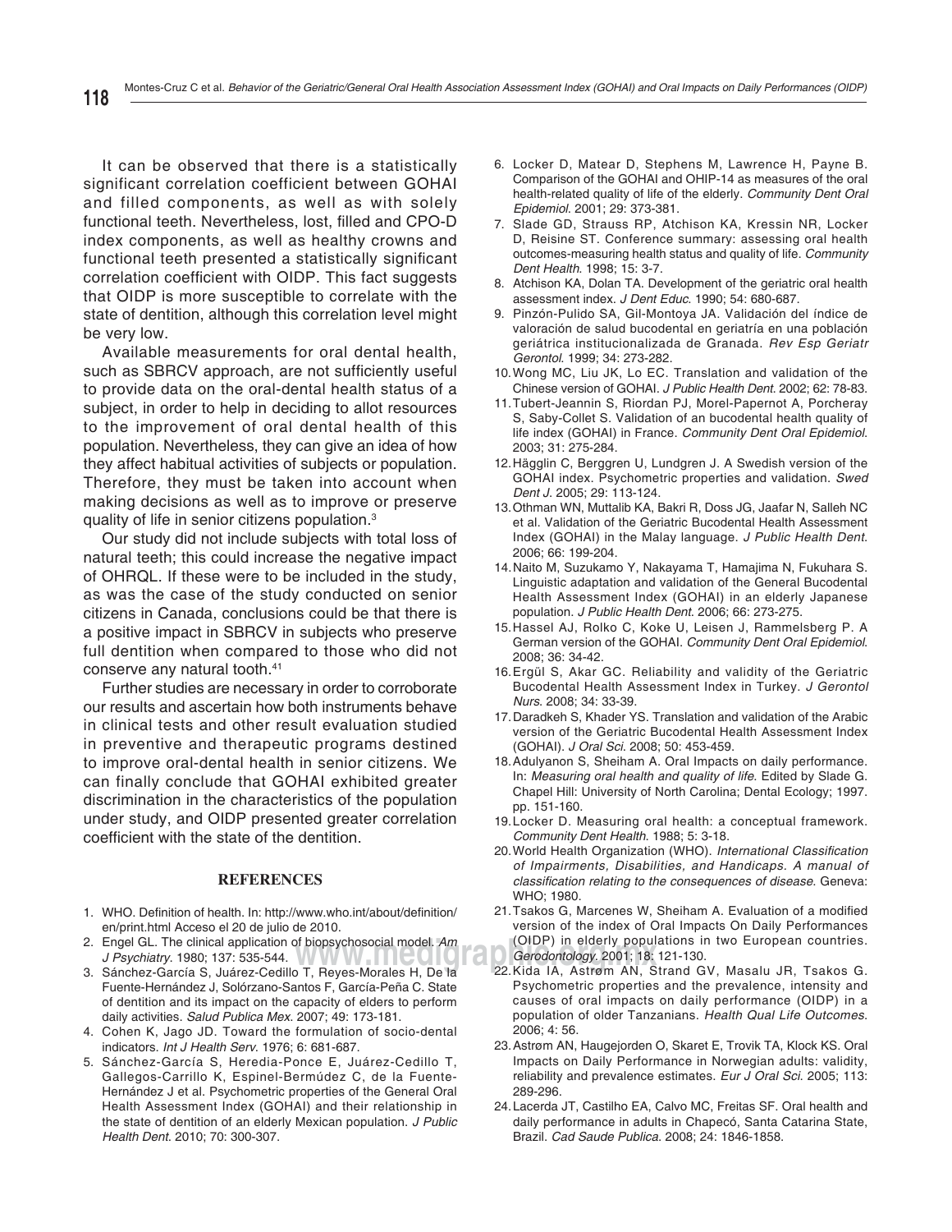It can be observed that there is a statistically significant correlation coefficient between GOHAI and filled components, as well as with solely functional teeth. Nevertheless, lost, filled and CPO-D index components, as well as healthy crowns and functional teeth presented a statistically significant correlation coefficient with OIDP. This fact suggests that OIDP is more susceptible to correlate with the state of dentition, although this correlation level might be very low.

Available measurements for oral dental health, such as SBRCV approach, are not sufficiently useful to provide data on the oral-dental health status of a subject, in order to help in deciding to allot resources to the improvement of oral dental health of this population. Nevertheless, they can give an idea of how they affect habitual activities of subjects or population. Therefore, they must be taken into account when making decisions as well as to improve or preserve quality of life in senior citizens population.[3]

Our study did not include subjects with total loss of natural teeth; this could increase the negative impact of OHRQL. If these were to be included in the study, as was the case of the study conducted on senior citizens in Canada, conclusions could be that there is a positive impact in SBRCV in subjects who preserve full dentition when compared to those who did not conserve any natural tooth.[41]

Further studies are necessary in order to corroborate our results and ascertain how both instruments behave in clinical tests and other result evaluation studied in preventive and therapeutic programs destined to improve oral-dental health in senior citizens. We can finally conclude that GOHAI exhibited greater discrimination in the characteristics of the population under study, and OIDP presented greater correlation coefficient with the state of the dentition.

## REFERENCES

1. WHO. Definition of health. In: http://www.who.int/about/definition/en/print.html Acceso el 20 de julio de 2010.
2. Engel GL. The clinical application of biopsychosocial model. *Am J Psychiatry*. 1980; 137: 535-544.
3. Sánchez-García S, Juárez-Cedillo T, Reyes-Morales H, De la Fuente-Hernández J, Solórzano-Santos F, García-Peña C. State of dentition and its impact on the capacity of elders to perform daily activities. *Salud Publica Mex*. 2007; 49: 173-181.
4. Cohen K, Jago JD. Toward the formulation of socio-dental indicators. *Int J Health Serv*. 1976; 6: 681-687.
5. Sánchez-García S, Heredia-Ponce E, Juárez-Cedillo T, Gallegos-Carrillo K, Espinel-Bermúdez C, de la Fuente-Hernández J et al. Psychometric properties of the General Oral Health Assessment Index (GOHAI) and their relationship in the state of dentition of an elderly Mexican population. *J Public Health Dent*. 2010; 70: 300-307.
6. Locker D, Matear D, Stephens M, Lawrence H, Payne B. Comparison of the GOHAI and OHIP-14 as measures of the oral health-related quality of life of the elderly. *Community Dent Oral Epidemiol*. 2001; 29: 373-381.
7. Slade GD, Strauss RP, Atchison KA, Kressin NR, Locker D, Reisine ST. Conference summary: assessing oral health outcomes-measuring health status and quality of life. *Community Dent Health*. 1998; 15: 3-7.
8. Atchison KA, Dolan TA. Development of the geriatric oral health assessment index. *J Dent Educ*. 1990; 54: 680-687.
9. Pinzón-Pulido SA, Gil-Montoya JA. Validación del índice de valoración de salud bucodental en geriatría en una población geriátrica institucionalizada de Granada. *Rev Esp Geriatr Gerontol*. 1999; 34: 273-282.
10. Wong MC, Liu JK, Lo EC. Translation and validation of the Chinese version of GOHAI. *J Public Health Dent*. 2002; 62: 78-83.
11. Tubert-Jeannin S, Riordan PJ, Morel-Papernot A, Porcheray S, Saby-Collet S. Validation of an bucodental health quality of life index (GOHAI) in France. *Community Dent Oral Epidemiol*. 2003; 31: 275-284.
12. Hägglin C, Berggren U, Lundgren J. A Swedish version of the GOHAI index. Psychometric properties and validation. *Swed Dent J*. 2005; 29: 113-124.
13. Othman WN, Muttalib KA, Bakri R, Doss JG, Jaafar N, Salleh NC et al. Validation of the Geriatric Bucodental Health Assessment Index (GOHAI) in the Malay language. *J Public Health Dent*. 2006; 66: 199-204.
14. Naito M, Suzukamo Y, Nakayama T, Hamajima N, Fukuhara S. Linguistic adaptation and validation of the General Bucodental Health Assessment Index (GOHAI) in an elderly Japanese population. *J Public Health Dent*. 2006; 66: 273-275.
15. Hassel AJ, Rolko C, Koke U, Leisen J, Rammelsberg P. A German version of the GOHAI. *Community Dent Oral Epidemiol*. 2008; 36: 34-42.
16. Ergül S, Akar GC. Reliability and validity of the Geriatric Bucodental Health Assessment Index in Turkey. *J Gerontol Nurs*. 2008; 34: 33-39.
17. Daradkeh S, Khader YS. Translation and validation of the Arabic version of the Geriatric Bucodental Health Assessment Index (GOHAI). *J Oral Sci*. 2008; 50: 453-459.
18. Adulyanon S, Sheiham A. Oral Impacts on daily performance. In: *Measuring oral health and quality of life*. Edited by Slade G. Chapel Hill: University of North Carolina; Dental Ecology; 1997. pp. 151-160.
19. Locker D. Measuring oral health: a conceptual framework. *Community Dent Health*. 1988; 5: 3-18.
20. World Health Organization (WHO). *International Classification of Impairments, Disabilities, and Handicaps. A manual of classification relating to the consequences of disease*. Geneva: WHO; 1980.
21. Tsakos G, Marcenes W, Sheiham A. Evaluation of a modified version of the index of Oral Impacts On Daily Performances (OIDP) in elderly populations in two European countries. *Gerodontology*. 2001; 18: 121-130.
22. Kida IA, Astrøm AN, Strand GV, Masalu JR, Tsakos G. Psychometric properties and the prevalence, intensity and causes of oral impacts on daily performance (OIDP) in a population of older Tanzanians. *Health Qual Life Outcomes*. 2006; 4: 56.
23. Astrøm AN, Haugejorden O, Skaret E, Trovik TA, Klock KS. Oral Impacts on Daily Performance in Norwegian adults: validity, reliability and prevalence estimates. *Eur J Oral Sci*. 2005; 113: 289-296.
24. Lacerda JT, Castilho EA, Calvo MC, Freitas SF. Oral health and daily performance in adults in Chapecó, Santa Catarina State, Brazil. *Cad Saude Publica*. 2008; 24: 1846-1858.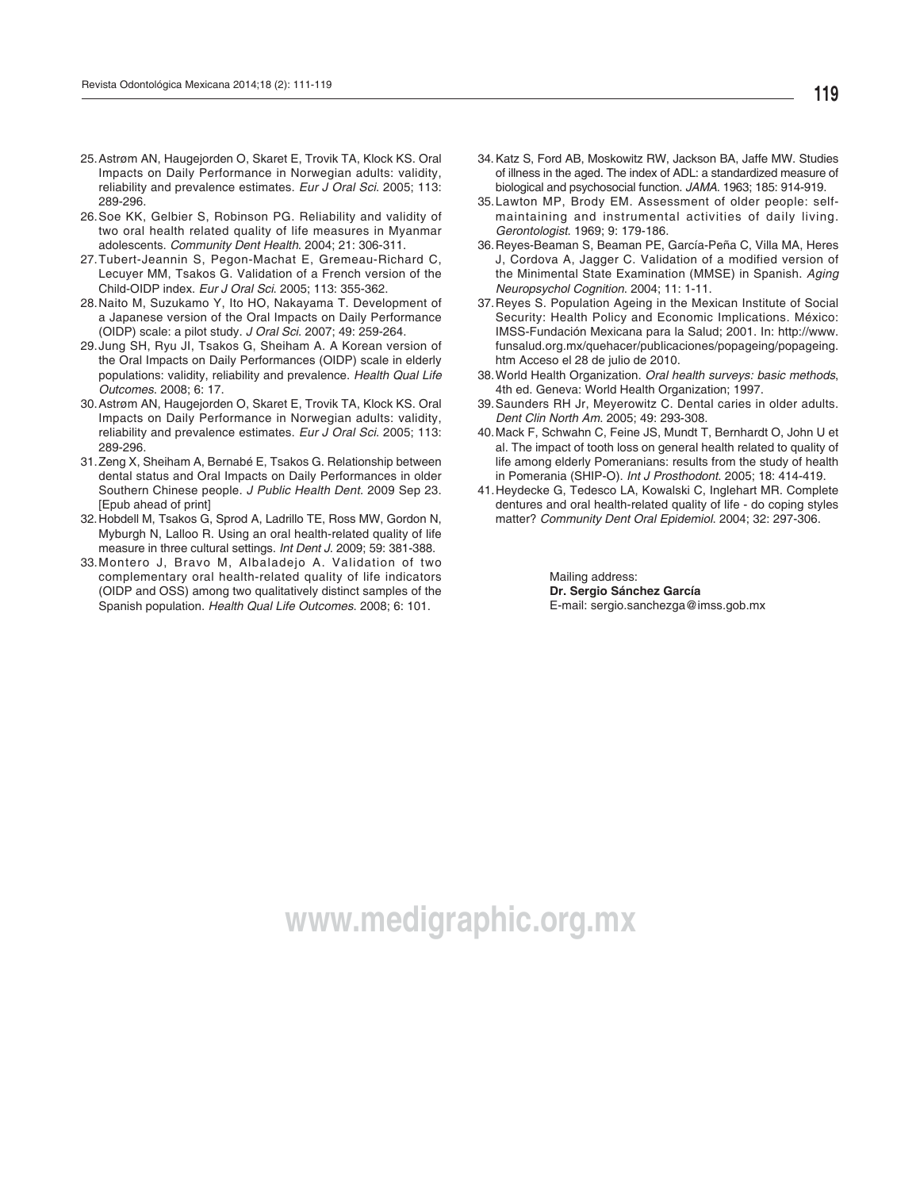25. Astrøm AN, Haugejorden O, Skaret E, Trovik TA, Klock KS. Oral Impacts on Daily Performance in Norwegian adults: validity, reliability and prevalence estimates. *Eur J Oral Sci*. 2005; 113: 289-296.
26. Soe KK, Gelbier S, Robinson PG. Reliability and validity of two oral health related quality of life measures in Myanmar adolescents. *Community Dent Health*. 2004; 21: 306-311.
27. Tubert-Jeannin S, Pegon-Machat E, Gremeau-Richard C, Lecuyer MM, Tsakos G. Validation of a French version of the Child-OIDP index. *Eur J Oral Sci*. 2005; 113: 355-362.
28. Naito M, Suzukamo Y, Ito HO, Nakayama T. Development of a Japanese version of the Oral Impacts on Daily Performance (OIDP) scale: a pilot study. *J Oral Sci*. 2007; 49: 259-264.
29. Jung SH, Ryu JI, Tsakos G, Sheiham A. A Korean version of the Oral Impacts on Daily Performances (OIDP) scale in elderly populations: validity, reliability and prevalence. *Health Qual Life Outcomes*. 2008; 6: 17.
30. Astrøm AN, Haugejorden O, Skaret E, Trovik TA, Klock KS. Oral Impacts on Daily Performance in Norwegian adults: validity, reliability and prevalence estimates. *Eur J Oral Sci*. 2005; 113: 289-296.
31. Zeng X, Sheiham A, Bernabé E, Tsakos G. Relationship between dental status and Oral Impacts on Daily Performances in older Southern Chinese people. *J Public Health Dent*. 2009 Sep 23. [Epub ahead of print]
32. Hobdell M, Tsakos G, Sprod A, Ladrillo TE, Ross MW, Gordon N, Myburgh N, Lalloo R. Using an oral health-related quality of life measure in three cultural settings. *Int Dent J*. 2009; 59: 381-388.
33. Montero J, Bravo M, Albaladejo A. Validation of two complementary oral health-related quality of life indicators (OIDP and OSS) among two qualitatively distinct samples of the Spanish population. *Health Qual Life Outcomes*. 2008; 6: 101.
34. Katz S, Ford AB, Moskowitz RW, Jackson BA, Jaffe MW. Studies of illness in the aged. The index of ADL: a standardized measure of biological and psychosocial function. *JAMA*. 1963; 185: 914-919.
35. Lawton MP, Brody EM. Assessment of older people: self-maintaining and instrumental activities of daily living. *Gerontologist*. 1969; 9: 179-186.
36. Reyes-Beaman S, Beaman PE, García-Peña C, Villa MA, Heres J, Cordova A, Jagger C. Validation of a modified version of the Minimental State Examination (MMSE) in Spanish. *Aging Neuropsychol Cognition*. 2004; 11: 1-11.
37. Reyes S. Population Ageing in the Mexican Institute of Social Security: Health Policy and Economic Implications. México: IMSS-Fundación Mexicana para la Salud; 2001. In: http://www.funsalud.org.mx/quehacer/publicaciones/popageing/popageing.htm Acceso el 28 de julio de 2010.
38. World Health Organization. *Oral health surveys: basic methods*, 4th ed. Geneva: World Health Organization; 1997.
39. Saunders RH Jr, Meyerowitz C. Dental caries in older adults. *Dent Clin North Am*. 2005; 49: 293-308.
40. Mack F, Schwahn C, Feine JS, Mundt T, Bernhardt O, John U et al. The impact of tooth loss on general health related to quality of life among elderly Pomeranians: results from the study of health in Pomerania (SHIP-O). *Int J Prosthodont*. 2005; 18: 414-419.
41. Heydecke G, Tedesco LA, Kowalski C, Inglehart MR. Complete dentures and oral health-related quality of life - do coping styles matter? *Community Dent Oral Epidemiol*. 2004; 32: 297-306.

Mailing address:
**Dr. Sergio Sánchez García**
E-mail: sergio.sanchezga@imss.gob.mx

www.medigraphic.org.mx